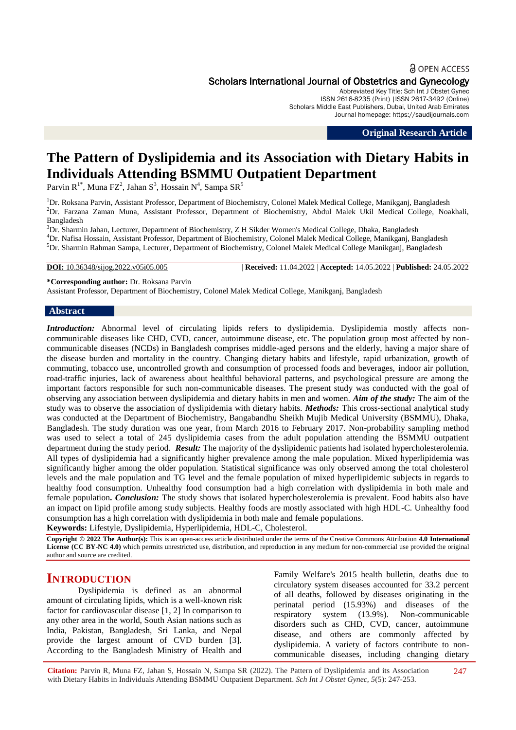Open Access

Scholars International Journal of Obstetrics and Gynecology

Abbreviated Key Title: Sch Int J Obstet Gynec
ISSN 2616-8235 (Print) |ISSN 2617-3492 (Online)
Scholars Middle East Publishers, Dubai, United Arab Emirates
Journal homepage: https://saudijournals.com

**Original Research Article**

# The Pattern of Dyslipidemia and its Association with Dietary Habits in Individuals Attending BSMMU Outpatient Department

Parvin R[1*], Muna FZ[2], Jahan S[3], Hossain N[4], Sampa SR[5]

[1]Dr. Roksana Parvin, Assistant Professor, Department of Biochemistry, Colonel Malek Medical College, Manikganj, Bangladesh
[2]Dr. Farzana Zaman Muna, Assistant Professor, Department of Biochemistry, Abdul Malek Ukil Medical College, Noakhali, Bangladesh
[3]Dr. Sharmin Jahan, Lecturer, Department of Biochemistry, Z H Sikder Women's Medical College, Dhaka, Bangladesh
[4]Dr. Nafisa Hossain, Assistant Professor, Department of Biochemistry, Colonel Malek Medical College, Manikganj, Bangladesh
[5]Dr. Sharmin Rahman Sampa, Lecturer, Department of Biochemistry, Colonel Malek Medical College Manikganj, Bangladesh

**DOI:** 10.36348/sijog.2022.v05i05.005 | **Received:** 11.04.2022 | **Accepted:** 14.05.2022 | **Published:** 24.05.2022

**\*Corresponding author:** Dr. Roksana Parvin
Assistant Professor, Department of Biochemistry, Colonel Malek Medical College, Manikganj, Bangladesh

## Abstract

***Introduction:*** Abnormal level of circulating lipids refers to dyslipidemia. Dyslipidemia mostly affects non-communicable diseases like CHD, CVD, cancer, autoimmune disease, etc. The population group most affected by non-communicable diseases (NCDs) in Bangladesh comprises middle-aged persons and the elderly, having a major share of the disease burden and mortality in the country. Changing dietary habits and lifestyle, rapid urbanization, growth of commuting, tobacco use, uncontrolled growth and consumption of processed foods and beverages, indoor air pollution, road-traffic injuries, lack of awareness about healthful behavioral patterns, and psychological pressure are among the important factors responsible for such non-communicable diseases. The present study was conducted with the goal of observing any association between dyslipidemia and dietary habits in men and women. ***Aim of the study:*** The aim of the study was to observe the association of dyslipidemia with dietary habits. ***Methods:*** This cross-sectional analytical study was conducted at the Department of Biochemistry, Bangabandhu Sheikh Mujib Medical University (BSMMU), Dhaka, Bangladesh. The study duration was one year, from March 2016 to February 2017. Non-probability sampling method was used to select a total of 245 dyslipidemia cases from the adult population attending the BSMMU outpatient department during the study period. ***Result:*** The majority of the dyslipidemic patients had isolated hypercholesterolemia. All types of dyslipidemia had a significantly higher prevalence among the male population. Mixed hyperlipidemia was significantly higher among the older population. Statistical significance was only observed among the total cholesterol levels and the male population and TG level and the female population of mixed hyperlipidemic subjects in regards to healthy food consumption. Unhealthy food consumption had a high correlation with dyslipidemia in both male and female population**.** ***Conclusion:*** The study shows that isolated hypercholesterolemia is prevalent. Food habits also have an impact on lipid profile among study subjects. Healthy foods are mostly associated with high HDL-C. Unhealthy food consumption has a high correlation with dyslipidemia in both male and female populations.

**Keywords:** Lifestyle, Dyslipidemia, Hyperlipidemia, HDL-C, Cholesterol.

**Copyright © 2022 The Author(s):** This is an open-access article distributed under the terms of the Creative Commons Attribution **4.0 International License (CC BY-NC 4.0)** which permits unrestricted use, distribution, and reproduction in any medium for non-commercial use provided the original author and source are credited.

## INTRODUCTION

Dyslipidemia is defined as an abnormal amount of circulating lipids, which is a well-known risk factor for cardiovascular disease [1, 2] In comparison to any other area in the world, South Asian nations such as India, Pakistan, Bangladesh, Sri Lanka, and Nepal provide the largest amount of CVD burden [3]. According to the Bangladesh Ministry of Health and Family Welfare's 2015 health bulletin, deaths due to circulatory system diseases accounted for 33.2 percent of all deaths, followed by diseases originating in the perinatal period (15.93%) and diseases of the respiratory system (13.9%). Non-communicable disorders such as CHD, CVD, cancer, autoimmune disease, and others are commonly affected by dyslipidemia. A variety of factors contribute to non-communicable diseases, including changing dietary

**Citation:** Parvin R, Muna FZ, Jahan S, Hossain N, Sampa SR (2022). The Pattern of Dyslipidemia and its Association with Dietary Habits in Individuals Attending BSMMU Outpatient Department. *Sch Int J Obstet Gynec, 5*(5): 247-253.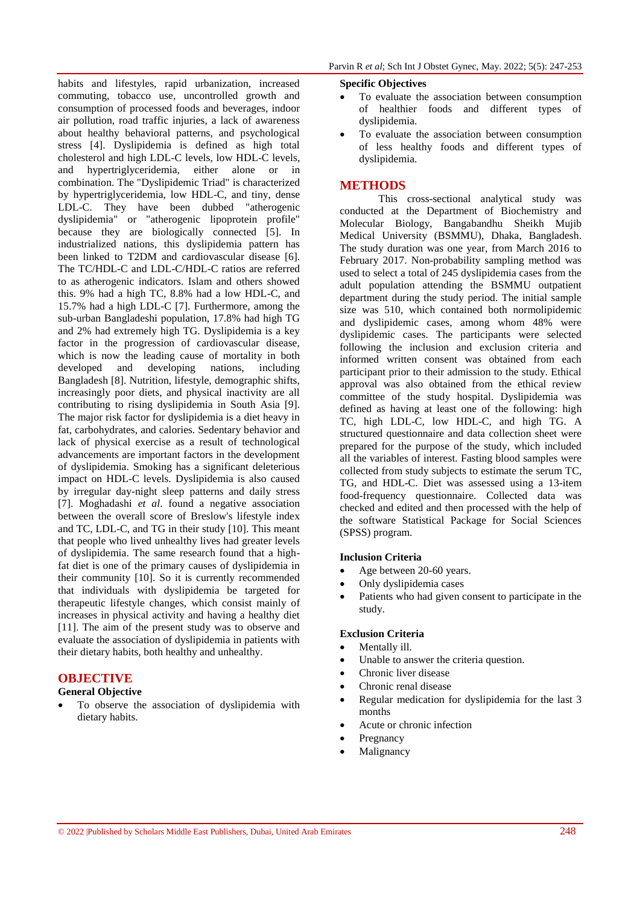habits and lifestyles, rapid urbanization, increased commuting, tobacco use, uncontrolled growth and consumption of processed foods and beverages, indoor air pollution, road traffic injuries, a lack of awareness about healthy behavioral patterns, and psychological stress [4]. Dyslipidemia is defined as high total cholesterol and high LDL-C levels, low HDL-C levels, and hypertriglyceridemia, either alone or in combination. The "Dyslipidemic Triad" is characterized by hypertriglyceridemia, low HDL-C, and tiny, dense LDL-C. They have been dubbed "atherogenic dyslipidemia" or "atherogenic lipoprotein profile" because they are biologically connected [5]. In industrialized nations, this dyslipidemia pattern has been linked to T2DM and cardiovascular disease [6]. The TC/HDL-C and LDL-C/HDL-C ratios are referred to as atherogenic indicators. Islam and others showed this. 9% had a high TC, 8.8% had a low HDL-C, and 15.7% had a high LDL-C [7]. Furthermore, among the sub-urban Bangladeshi population, 17.8% had high TG and 2% had extremely high TG. Dyslipidemia is a key factor in the progression of cardiovascular disease, which is now the leading cause of mortality in both developed and developing nations, including Bangladesh [8]. Nutrition, lifestyle, demographic shifts, increasingly poor diets, and physical inactivity are all contributing to rising dyslipidemia in South Asia [9]. The major risk factor for dyslipidemia is a diet heavy in fat, carbohydrates, and calories. Sedentary behavior and lack of physical exercise as a result of technological advancements are important factors in the development of dyslipidemia. Smoking has a significant deleterious impact on HDL-C levels. Dyslipidemia is also caused by irregular day-night sleep patterns and daily stress [7]. Moghadashi *et al*. found a negative association between the overall score of Breslow's lifestyle index and TC, LDL-C, and TG in their study [10]. This meant that people who lived unhealthy lives had greater levels of dyslipidemia. The same research found that a high-fat diet is one of the primary causes of dyslipidemia in their community [10]. So it is currently recommended that individuals with dyslipidemia be targeted for therapeutic lifestyle changes, which consist mainly of increases in physical activity and having a healthy diet [11]. The aim of the present study was to observe and evaluate the association of dyslipidemia in patients with their dietary habits, both healthy and unhealthy.

# OBJECTIVE

### General Objective

- To observe the association of dyslipidemia with dietary habits.

### Specific Objectives

- To evaluate the association between consumption of healthier foods and different types of dyslipidemia.
- To evaluate the association between consumption of less healthy foods and different types of dyslipidemia.

# METHODS

This cross-sectional analytical study was conducted at the Department of Biochemistry and Molecular Biology, Bangabandhu Sheikh Mujib Medical University (BSMMU), Dhaka, Bangladesh. The study duration was one year, from March 2016 to February 2017. Non-probability sampling method was used to select a total of 245 dyslipidemia cases from the adult population attending the BSMMU outpatient department during the study period. The initial sample size was 510, which contained both normolipidemic and dyslipidemic cases, among whom 48% were dyslipidemic cases. The participants were selected following the inclusion and exclusion criteria and informed written consent was obtained from each participant prior to their admission to the study. Ethical approval was also obtained from the ethical review committee of the study hospital. Dyslipidemia was defined as having at least one of the following: high TC, high LDL-C, low HDL-C, and high TG. A structured questionnaire and data collection sheet were prepared for the purpose of the study, which included all the variables of interest. Fasting blood samples were collected from study subjects to estimate the serum TC, TG, and HDL-C. Diet was assessed using a 13-item food-frequency questionnaire. Collected data was checked and edited and then processed with the help of the software Statistical Package for Social Sciences (SPSS) program.

### Inclusion Criteria

- Age between 20-60 years.
- Only dyslipidemia cases
- Patients who had given consent to participate in the study.

### Exclusion Criteria

- Mentally ill.
- Unable to answer the criteria question.
- Chronic liver disease
- Chronic renal disease
- Regular medication for dyslipidemia for the last 3 months
- Acute or chronic infection
- Pregnancy
- Malignancy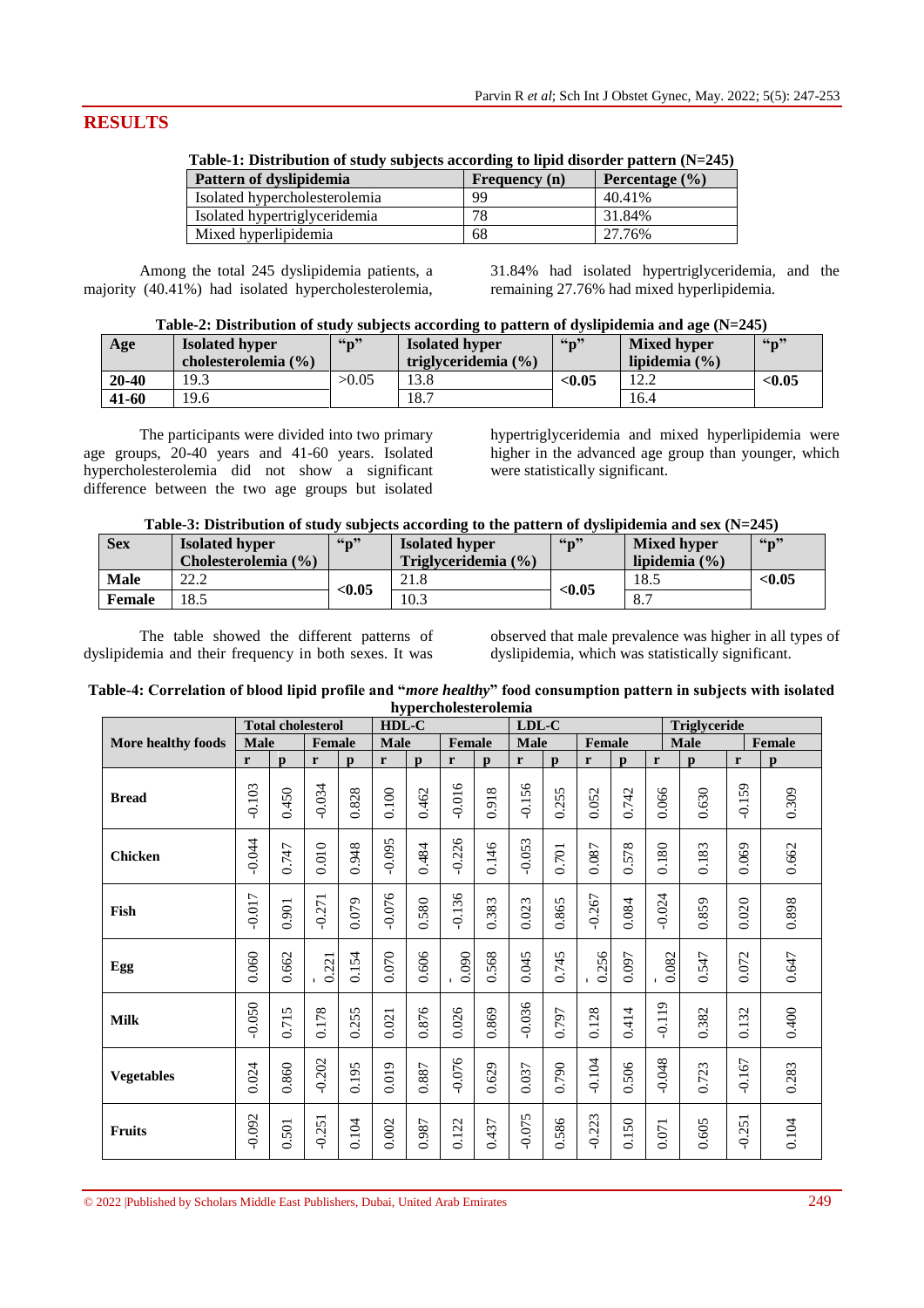## RESULTS

**Table-1: Distribution of study subjects according to lipid disorder pattern (N=245)**

| Pattern of dyslipidemia | Frequency (n) | Percentage (%) |
|---|---|---|
| Isolated hypercholesterolemia | 99 | 40.41% |
| Isolated hypertriglyceridemia | 78 | 31.84% |
| Mixed hyperlipidemia | 68 | 27.76% |

Among the total 245 dyslipidemia patients, a majority (40.41%) had isolated hypercholesterolemia, 31.84% had isolated hypertriglyceridemia, and the remaining 27.76% had mixed hyperlipidemia.

**Table-2: Distribution of study subjects according to pattern of dyslipidemia and age (N=245)**

| Age | Isolated hyper cholesterolemia (%) | "p" | Isolated hyper triglyceridemia (%) | "p" | Mixed hyper lipidemia (%) | "p" |
|---|---|---|---|---|---|---|
| **20-40** | 19.3 | >0.05 | 13.8 | **<0.05** | 12.2 | **<0.05** |
| **41-60** | 19.6 | | 18.7 | | 16.4 | |

The participants were divided into two primary age groups, 20-40 years and 41-60 years. Isolated hypercholesterolemia did not show a significant difference between the two age groups but isolated hypertriglyceridemia and mixed hyperlipidemia were higher in the advanced age group than younger, which were statistically significant.

**Table-3: Distribution of study subjects according to the pattern of dyslipidemia and sex (N=245)**

| Sex | Isolated hyper Cholesterolemia (%) | "p" | Isolated hyper Triglyceridemia (%) | "p" | Mixed hyper lipidemia (%) | "p" |
|---|---|---|---|---|---|---|
| **Male** | 22.2 | **<0.05** | 21.8 | **<0.05** | 18.5 | **<0.05** |
| **Female** | 18.5 | | 10.3 | | 8.7 | |

The table showed the different patterns of dyslipidemia and their frequency in both sexes. It was observed that male prevalence was higher in all types of dyslipidemia, which was statistically significant.

**Table-4: Correlation of blood lipid profile and "*more healthy*" food consumption pattern in subjects with isolated hypercholesterolemia**

| More healthy foods | Total cholesterol | | | | HDL-C | | | | LDL-C | | | | Triglyceride | | | |
|---|---|---|---|---|---|---|---|---|---|---|---|---|---|---|---|---|
| | Male | | Female | | Male | | Female | | Male | | Female | | Male | | Female | |
| | r | p | r | p | r | p | r | p | r | p | r | p | r | p | r | p |
| **Bread** | -0.103 | 0.450 | -0.034 | 0.828 | 0.100 | 0.462 | -0.016 | 0.918 | -0.156 | 0.255 | 0.052 | 0.742 | 0.066 | 0.630 | -0.159 | 0.309 |
| **Chicken** | -0.044 | 0.747 | 0.010 | 0.948 | -0.095 | 0.484 | -0.226 | 0.146 | -0.053 | 0.701 | 0.087 | 0.578 | 0.180 | 0.183 | 0.069 | 0.662 |
| **Fish** | -0.017 | 0.901 | -0.271 | 0.079 | -0.076 | 0.580 | -0.136 | 0.383 | 0.023 | 0.865 | -0.267 | 0.084 | -0.024 | 0.859 | 0.020 | 0.898 |
| **Egg** | 0.060 | 0.662 | -0.221 | 0.154 | 0.070 | 0.606 | -0.090 | 0.568 | 0.045 | 0.745 | -0.256 | 0.097 | -0.082 | 0.547 | 0.072 | 0.647 |
| **Milk** | -0.050 | 0.715 | 0.178 | 0.255 | 0.021 | 0.876 | 0.026 | 0.869 | -0.036 | 0.797 | 0.128 | 0.414 | -0.119 | 0.382 | 0.132 | 0.400 |
| **Vegetables** | 0.024 | 0.860 | -0.202 | 0.195 | 0.019 | 0.887 | -0.076 | 0.629 | 0.037 | 0.790 | -0.104 | 0.506 | -0.048 | 0.723 | -0.167 | 0.283 |
| **Fruits** | -0.092 | 0.501 | -0.251 | 0.104 | 0.002 | 0.987 | 0.122 | 0.437 | -0.075 | 0.586 | -0.223 | 0.150 | 0.071 | 0.605 | -0.251 | 0.104 |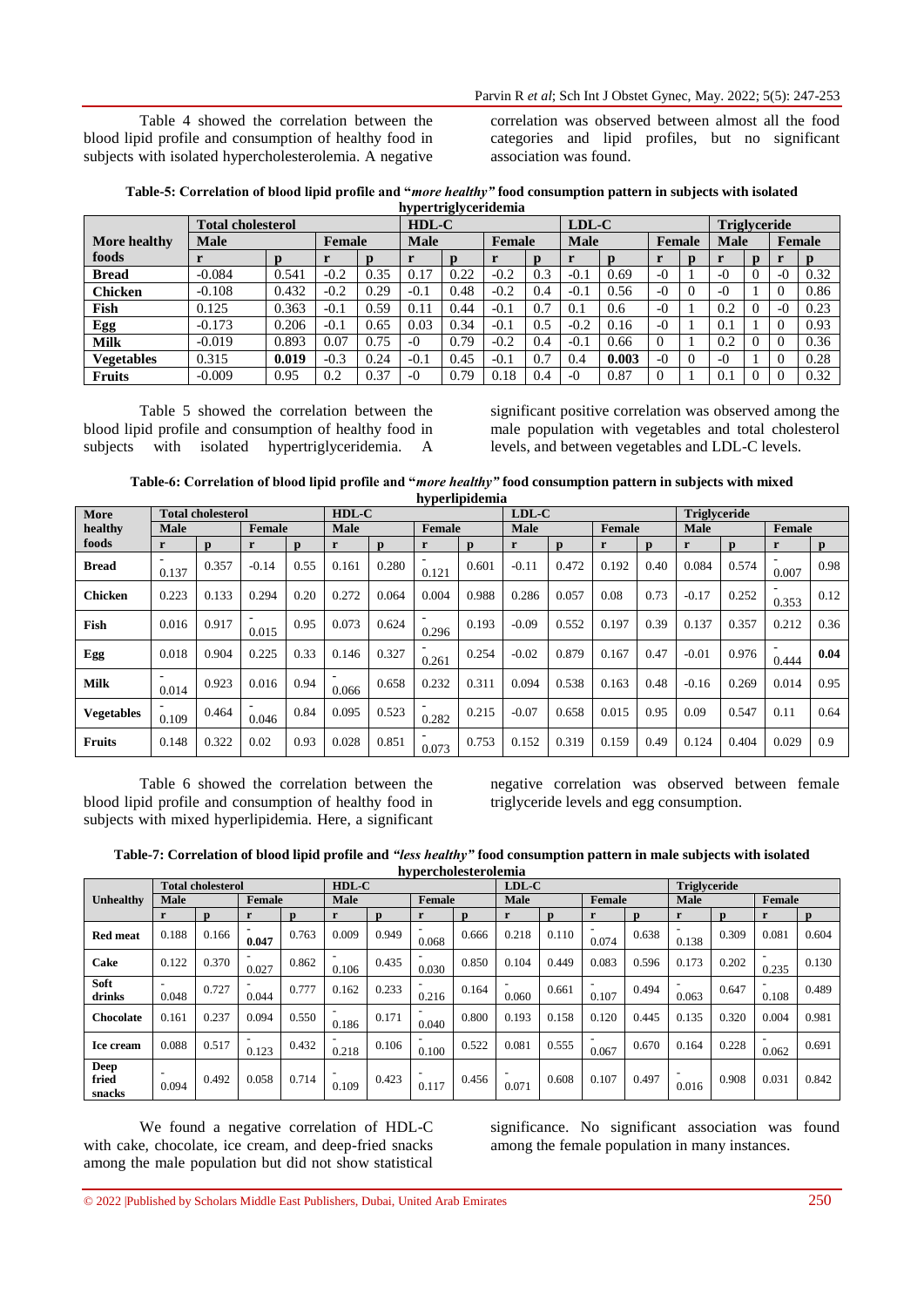Table 4 showed the correlation between the blood lipid profile and consumption of healthy food in subjects with isolated hypercholesterolemia. A negative correlation was observed between almost all the food categories and lipid profiles, but no significant association was found.

**Table-5: Correlation of blood lipid profile and "*more healthy*" food consumption pattern in subjects with isolated hypertriglyceridemia**

| More healthy foods | Total cholesterol | | | | HDL-C | | | | LDL-C | | | | Triglyceride | | | |
|---|---|---|---|---|---|---|---|---|---|---|---|---|---|---|---|---|
| | Male | | Female | | Male | | Female | | Male | | Female | | Male | | Female | |
| | r | p | r | p | r | p | r | p | r | p | r | p | r | p | r | p |
| **Bread** | -0.084 | 0.541 | -0.2 | 0.35 | 0.17 | 0.22 | -0.2 | 0.3 | -0.1 | 0.69 | -0 | 1 | -0 | 0 | -0 | 0.32 |
| **Chicken** | -0.108 | 0.432 | -0.2 | 0.29 | -0.1 | 0.48 | -0.2 | 0.4 | -0.1 | 0.56 | -0 | 0 | -0 | 1 | 0 | 0.86 |
| **Fish** | 0.125 | 0.363 | -0.1 | 0.59 | 0.11 | 0.44 | -0.1 | 0.7 | 0.1 | 0.6 | -0 | 1 | 0.2 | 0 | -0 | 0.23 |
| **Egg** | -0.173 | 0.206 | -0.1 | 0.65 | 0.03 | 0.34 | -0.1 | 0.5 | -0.2 | 0.16 | -0 | 1 | 0.1 | 1 | 0 | 0.93 |
| **Milk** | -0.019 | 0.893 | 0.07 | 0.75 | -0 | 0.79 | -0.2 | 0.4 | -0.1 | 0.66 | 0 | 1 | 0.2 | 0 | 0 | 0.36 |
| **Vegetables** | 0.315 | **0.019** | -0.3 | 0.24 | -0.1 | 0.45 | -0.1 | 0.7 | 0.4 | **0.003** | -0 | 0 | -0 | 1 | 0 | 0.28 |
| **Fruits** | -0.009 | 0.95 | 0.2 | 0.37 | -0 | 0.79 | 0.18 | 0.4 | -0 | 0.87 | 0 | 1 | 0.1 | 0 | 0 | 0.32 |

Table 5 showed the correlation between the blood lipid profile and consumption of healthy food in subjects with isolated hypertriglyceridemia. A significant positive correlation was observed among the male population with vegetables and total cholesterol levels, and between vegetables and LDL-C levels.

**Table-6: Correlation of blood lipid profile and "*more healthy*" food consumption pattern in subjects with mixed hyperlipidemia**

| More healthy foods | Total cholesterol | | | | HDL-C | | | | LDL-C | | | | Triglyceride | | | |
|---|---|---|---|---|---|---|---|---|---|---|---|---|---|---|---|---|
| | Male | | Female | | Male | | Female | | Male | | Female | | Male | | Female | |
| | r | p | r | p | r | p | r | p | r | p | r | p | r | p | r | p |
| **Bread** | -0.137 | 0.357 | -0.14 | 0.55 | 0.161 | 0.280 | -0.121 | 0.601 | -0.11 | 0.472 | 0.192 | 0.40 | 0.084 | 0.574 | -0.007 | 0.98 |
| **Chicken** | 0.223 | 0.133 | 0.294 | 0.20 | 0.272 | 0.064 | 0.004 | 0.988 | 0.286 | 0.057 | 0.08 | 0.73 | -0.17 | 0.252 | -0.353 | 0.12 |
| **Fish** | 0.016 | 0.917 | -0.015 | 0.95 | 0.073 | 0.624 | -0.296 | 0.193 | -0.09 | 0.552 | 0.197 | 0.39 | 0.137 | 0.357 | 0.212 | 0.36 |
| **Egg** | 0.018 | 0.904 | 0.225 | 0.33 | 0.146 | 0.327 | -0.261 | 0.254 | -0.02 | 0.879 | 0.167 | 0.47 | -0.01 | 0.976 | -0.444 | **0.04** |
| **Milk** | -0.014 | 0.923 | 0.016 | 0.94 | -0.066 | 0.658 | 0.232 | 0.311 | 0.094 | 0.538 | 0.163 | 0.48 | -0.16 | 0.269 | 0.014 | 0.95 |
| **Vegetables** | -0.109 | 0.464 | -0.046 | 0.84 | 0.095 | 0.523 | -0.282 | 0.215 | -0.07 | 0.658 | 0.015 | 0.95 | 0.09 | 0.547 | 0.11 | 0.64 |
| **Fruits** | 0.148 | 0.322 | 0.02 | 0.93 | 0.028 | 0.851 | -0.073 | 0.753 | 0.152 | 0.319 | 0.159 | 0.49 | 0.124 | 0.404 | 0.029 | 0.9 |

Table 6 showed the correlation between the blood lipid profile and consumption of healthy food in subjects with mixed hyperlipidemia. Here, a significant negative correlation was observed between female triglyceride levels and egg consumption.

**Table-7: Correlation of blood lipid profile and *"less healthy"* food consumption pattern in male subjects with isolated hypercholesterolemia**

| Unhealthy | Total cholesterol | | | | HDL-C | | | | LDL-C | | | | Triglyceride | | | |
|---|---|---|---|---|---|---|---|---|---|---|---|---|---|---|---|---|
| | Male | | Female | | Male | | Female | | Male | | Female | | Male | | Female | |
| | r | p | r | p | r | p | r | p | r | p | r | p | r | p | r | p |
| **Red meat** | 0.188 | 0.166 | -0.047 | 0.763 | 0.009 | 0.949 | -0.068 | 0.666 | 0.218 | 0.110 | -0.074 | 0.638 | -0.138 | 0.309 | 0.081 | 0.604 |
| **Cake** | 0.122 | 0.370 | -0.027 | 0.862 | -0.106 | 0.435 | -0.030 | 0.850 | 0.104 | 0.449 | 0.083 | 0.596 | 0.173 | 0.202 | -0.235 | 0.130 |
| **Soft drinks** | -0.048 | 0.727 | -0.044 | 0.777 | 0.162 | 0.233 | -0.216 | 0.164 | -0.060 | 0.661 | -0.107 | 0.494 | -0.063 | 0.647 | -0.108 | 0.489 |
| **Chocolate** | 0.161 | 0.237 | 0.094 | 0.550 | -0.186 | 0.171 | -0.040 | 0.800 | 0.193 | 0.158 | 0.120 | 0.445 | 0.135 | 0.320 | 0.004 | 0.981 |
| **Ice cream** | 0.088 | 0.517 | -0.123 | 0.432 | -0.218 | 0.106 | -0.100 | 0.522 | 0.081 | 0.555 | -0.067 | 0.670 | 0.164 | 0.228 | -0.062 | 0.691 |
| **Deep fried snacks** | -0.094 | 0.492 | 0.058 | 0.714 | -0.109 | 0.423 | -0.117 | 0.456 | -0.071 | 0.608 | 0.107 | 0.497 | -0.016 | 0.908 | 0.031 | 0.842 |

We found a negative correlation of HDL-C with cake, chocolate, ice cream, and deep-fried snacks among the male population but did not show statistical significance. No significant association was found among the female population in many instances.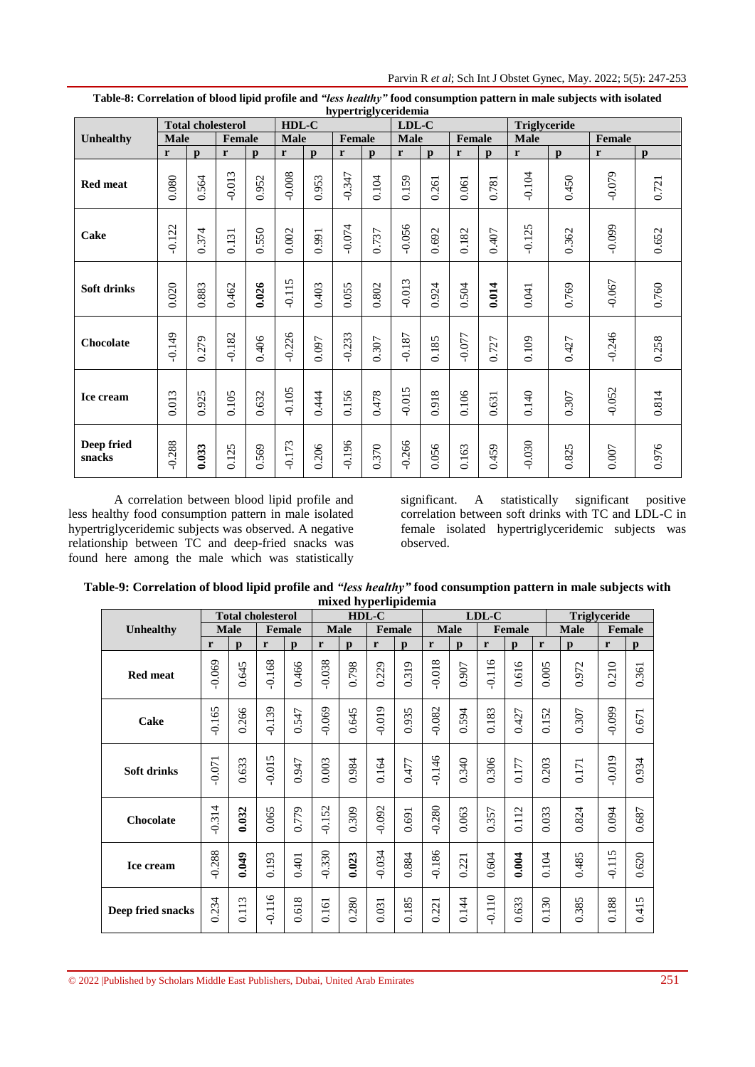**Table-8: Correlation of blood lipid profile and *"less healthy"* food consumption pattern in male subjects with isolated hypertriglyceridemia**

| Unhealthy | Total cholesterol | | | | HDL-C | | | | LDL-C | | | | Triglyceride | | | |
|---|---|---|---|---|---|---|---|---|---|---|---|---|---|---|---|---|
| | Male | | Female | | Male | | Female | | Male | | Female | | Male | | Female | |
| | r | p | r | p | r | p | r | p | r | p | r | p | r | p | r | p |
| **Red meat** | 0.080 | 0.564 | -0.013 | 0.952 | -0.008 | 0.953 | -0.347 | 0.104 | 0.159 | 0.261 | 0.061 | 0.781 | -0.104 | 0.450 | -0.079 | 0.721 |
| **Cake** | -0.122 | 0.374 | 0.131 | 0.550 | 0.002 | 0.991 | -0.074 | 0.737 | -0.056 | 0.692 | 0.182 | 0.407 | -0.125 | 0.362 | -0.099 | 0.652 |
| **Soft drinks** | 0.020 | 0.883 | 0.462 | **0.026** | -0.115 | 0.403 | 0.055 | 0.802 | -0.013 | 0.924 | 0.504 | **0.014** | 0.041 | 0.769 | -0.067 | 0.760 |
| **Chocolate** | -0.149 | 0.279 | -0.182 | 0.406 | -0.226 | 0.097 | -0.233 | 0.307 | -0.187 | 0.185 | -0.077 | 0.727 | 0.109 | 0.427 | -0.246 | 0.258 |
| **Ice cream** | 0.013 | 0.925 | 0.105 | 0.632 | -0.105 | 0.444 | 0.156 | 0.478 | -0.015 | 0.918 | 0.106 | 0.631 | 0.140 | 0.307 | -0.052 | 0.814 |
| **Deep fried snacks** | -0.288 | **0.033** | 0.125 | 0.569 | -0.173 | 0.206 | -0.196 | 0.370 | -0.266 | 0.056 | 0.163 | 0.459 | -0.030 | 0.825 | 0.007 | 0.976 |

A correlation between blood lipid profile and less healthy food consumption pattern in male isolated hypertriglyceridemic subjects was observed. A negative relationship between TC and deep-fried snacks was found here among the male which was statistically significant. A statistically significant positive correlation between soft drinks with TC and LDL-C in female isolated hypertriglyceridemic subjects was observed.

**Table-9: Correlation of blood lipid profile and *"less healthy"* food consumption pattern in male subjects with mixed hyperlipidemia**

| Unhealthy | Total cholesterol | | | | HDL-C | | | | LDL-C | | | | Triglyceride | | | |
|---|---|---|---|---|---|---|---|---|---|---|---|---|---|---|---|---|
| | Male | | Female | | Male | | Female | | Male | | Female | | Male | | Female | |
| | r | p | r | p | r | p | r | p | r | p | r | p | r | p | r | p |
| **Red meat** | -0.069 | 0.645 | -0.168 | 0.466 | -0.038 | 0.798 | 0.229 | 0.319 | -0.018 | 0.907 | -0.116 | 0.616 | 0.005 | 0.972 | 0.210 | 0.361 |
| **Cake** | -0.165 | 0.266 | -0.139 | 0.547 | -0.069 | 0.645 | -0.019 | 0.935 | -0.082 | 0.594 | 0.183 | 0.427 | 0.152 | 0.307 | -0.099 | 0.671 |
| **Soft drinks** | -0.071 | 0.633 | -0.015 | 0.947 | 0.003 | 0.984 | 0.164 | 0.477 | -0.146 | 0.340 | 0.306 | 0.177 | 0.203 | 0.171 | -0.019 | 0.934 |
| **Chocolate** | -0.314 | **0.032** | 0.065 | 0.779 | -0.152 | 0.309 | -0.092 | 0.691 | -0.280 | 0.063 | 0.357 | 0.112 | 0.033 | 0.824 | 0.094 | 0.687 |
| **Ice cream** | -0.288 | **0.049** | 0.193 | 0.401 | -0.330 | **0.023** | -0.034 | 0.884 | -0.186 | 0.221 | 0.604 | **0.004** | 0.104 | 0.485 | -0.115 | 0.620 |
| **Deep fried snacks** | 0.234 | 0.113 | -0.116 | 0.618 | 0.161 | 0.280 | 0.031 | 0.185 | 0.221 | 0.144 | -0.110 | 0.633 | 0.130 | 0.385 | 0.188 | 0.415 |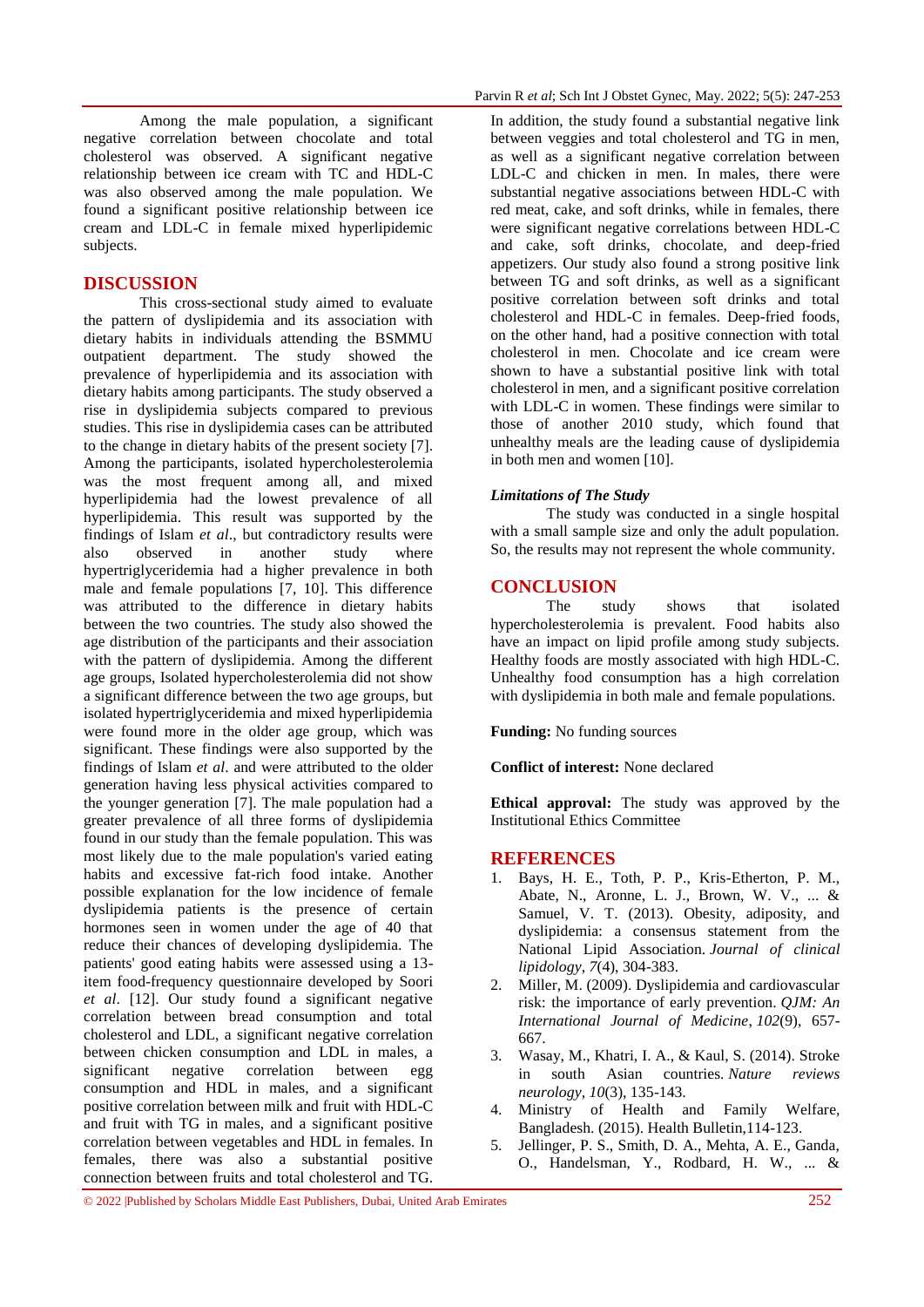Among the male population, a significant negative correlation between chocolate and total cholesterol was observed. A significant negative relationship between ice cream with TC and HDL-C was also observed among the male population. We found a significant positive relationship between ice cream and LDL-C in female mixed hyperlipidemic subjects.

## DISCUSSION

This cross-sectional study aimed to evaluate the pattern of dyslipidemia and its association with dietary habits in individuals attending the BSMMU outpatient department. The study showed the prevalence of hyperlipidemia and its association with dietary habits among participants. The study observed a rise in dyslipidemia subjects compared to previous studies. This rise in dyslipidemia cases can be attributed to the change in dietary habits of the present society [7]. Among the participants, isolated hypercholesterolemia was the most frequent among all, and mixed hyperlipidemia had the lowest prevalence of all hyperlipidemia. This result was supported by the findings of Islam *et al*., but contradictory results were also observed in another study where hypertriglyceridemia had a higher prevalence in both male and female populations [7, 10]. This difference was attributed to the difference in dietary habits between the two countries. The study also showed the age distribution of the participants and their association with the pattern of dyslipidemia. Among the different age groups, Isolated hypercholesterolemia did not show a significant difference between the two age groups, but isolated hypertriglyceridemia and mixed hyperlipidemia were found more in the older age group, which was significant. These findings were also supported by the findings of Islam *et al*. and were attributed to the older generation having less physical activities compared to the younger generation [7]. The male population had a greater prevalence of all three forms of dyslipidemia found in our study than the female population. This was most likely due to the male population's varied eating habits and excessive fat-rich food intake. Another possible explanation for the low incidence of female dyslipidemia patients is the presence of certain hormones seen in women under the age of 40 that reduce their chances of developing dyslipidemia. The patients' good eating habits were assessed using a 13-item food-frequency questionnaire developed by Soori *et al*. [12]. Our study found a significant negative correlation between bread consumption and total cholesterol and LDL, a significant negative correlation between chicken consumption and LDL in males, a significant negative correlation between egg consumption and HDL in males, and a significant positive correlation between milk and fruit with HDL-C and fruit with TG in males, and a significant positive correlation between vegetables and HDL in females. In females, there was also a substantial positive connection between fruits and total cholesterol and TG. In addition, the study found a substantial negative link between veggies and total cholesterol and TG in men, as well as a significant negative correlation between LDL-C and chicken in men. In males, there were substantial negative associations between HDL-C with red meat, cake, and soft drinks, while in females, there were significant negative correlations between HDL-C and cake, soft drinks, chocolate, and deep-fried appetizers. Our study also found a strong positive link between TG and soft drinks, as well as a significant positive correlation between soft drinks and total cholesterol and HDL-C in females. Deep-fried foods, on the other hand, had a positive connection with total cholesterol in men. Chocolate and ice cream were shown to have a substantial positive link with total cholesterol in men, and a significant positive correlation with LDL-C in women. These findings were similar to those of another 2010 study, which found that unhealthy meals are the leading cause of dyslipidemia in both men and women [10].

### *Limitations of The Study*

The study was conducted in a single hospital with a small sample size and only the adult population. So, the results may not represent the whole community.

## CONCLUSION

The study shows that isolated hypercholesterolemia is prevalent. Food habits also have an impact on lipid profile among study subjects. Healthy foods are mostly associated with high HDL-C. Unhealthy food consumption has a high correlation with dyslipidemia in both male and female populations.

**Funding:** No funding sources

**Conflict of interest:** None declared

**Ethical approval:** The study was approved by the Institutional Ethics Committee

## REFERENCES

1. Bays, H. E., Toth, P. P., Kris-Etherton, P. M., Abate, N., Aronne, L. J., Brown, W. V., ... & Samuel, V. T. (2013). Obesity, adiposity, and dyslipidemia: a consensus statement from the National Lipid Association. *Journal of clinical lipidology*, *7*(4), 304-383.
2. Miller, M. (2009). Dyslipidemia and cardiovascular risk: the importance of early prevention. *QJM: An International Journal of Medicine*, *102*(9), 657-667.
3. Wasay, M., Khatri, I. A., & Kaul, S. (2014). Stroke in south Asian countries. *Nature reviews neurology*, *10*(3), 135-143.
4. Ministry of Health and Family Welfare, Bangladesh. (2015). Health Bulletin,114-123.
5. Jellinger, P. S., Smith, D. A., Mehta, A. E., Ganda, O., Handelsman, Y., Rodbard, H. W., ... &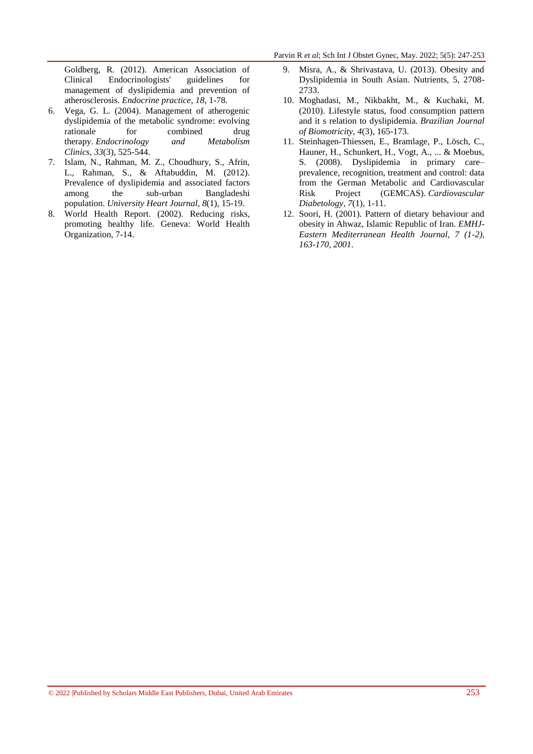Goldberg, R. (2012). American Association of Clinical Endocrinologists' guidelines for management of dyslipidemia and prevention of atherosclerosis. *Endocrine practice*, *18*, 1-78.

6. Vega, G. L. (2004). Management of atherogenic dyslipidemia of the metabolic syndrome: evolving rationale for combined drug therapy. *Endocrinology and Metabolism Clinics*, *33*(3), 525-544.
7. Islam, N., Rahman, M. Z., Choudhury, S., Afrin, L., Rahman, S., & Aftabuddin, M. (2012). Prevalence of dyslipidemia and associated factors among the sub-urban Bangladeshi population. *University Heart Journal*, *8*(1), 15-19.
8. World Health Report. (2002). Reducing risks, promoting healthy life. Geneva: World Health Organization, 7-14.
9. Misra, A., & Shrivastava, U. (2013). Obesity and Dyslipidemia in South Asian. Nutrients, 5, 2708-2733.
10. Moghadasi, M., Nikbakht, M., & Kuchaki, M. (2010). Lifestyle status, food consumption pattern and it s relation to dyslipidemia. *Brazilian Journal of Biomotricity*, *4*(3), 165-173.
11. Steinhagen-Thiessen, E., Bramlage, P., Lösch, C., Hauner, H., Schunkert, H., Vogt, A., ... & Moebus, S. (2008). Dyslipidemia in primary care–prevalence, recognition, treatment and control: data from the German Metabolic and Cardiovascular Risk Project (GEMCAS). *Cardiovascular Diabetology*, *7*(1), 1-11.
12. Soori, H. (2001). Pattern of dietary behaviour and obesity in Ahwaz, Islamic Republic of Iran. *EMHJ-Eastern Mediterranean Health Journal, 7 (1-2), 163-170, 2001*.